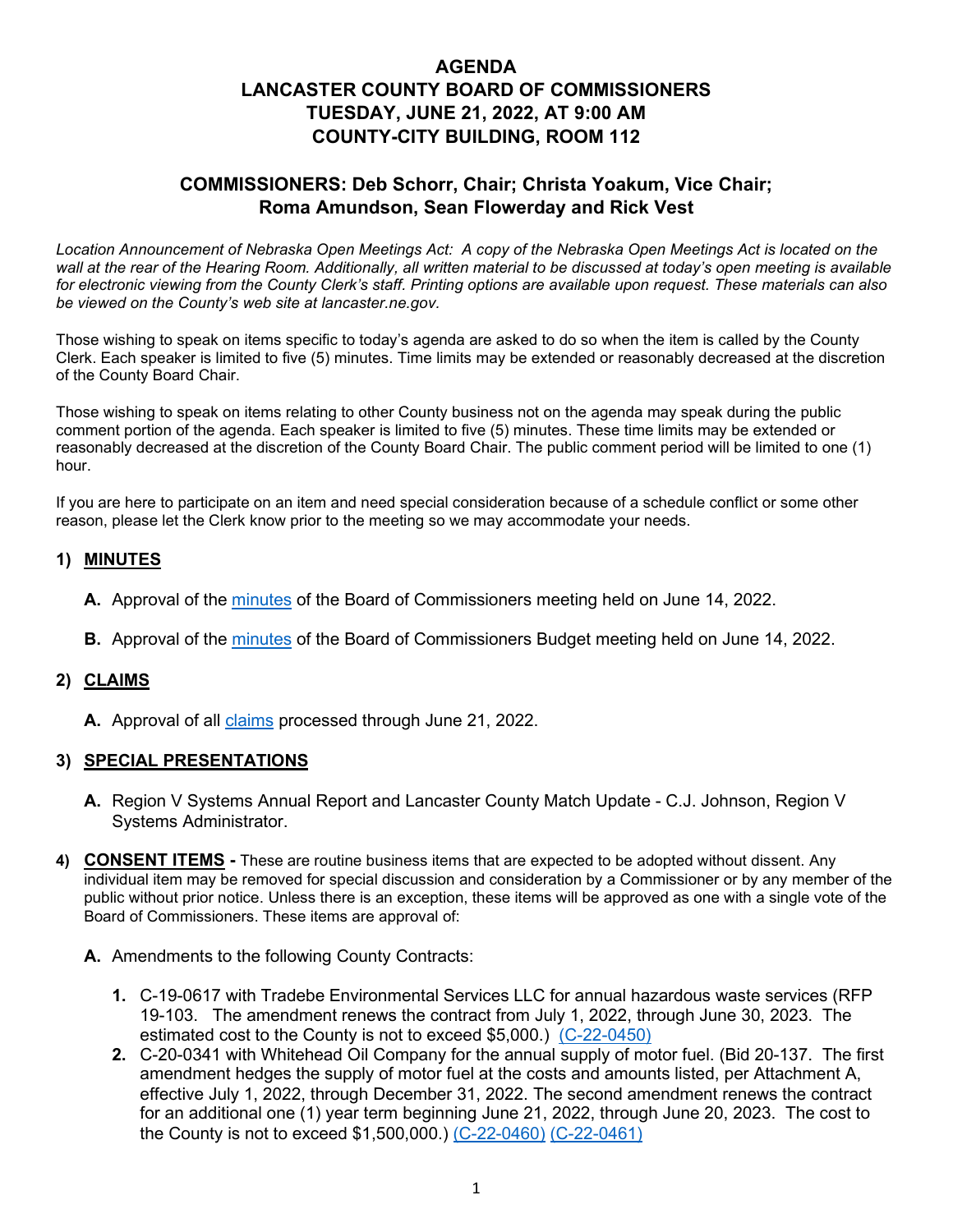# AGENDA
# LANCASTER COUNTY BOARD OF COMMISSIONERS
# TUESDAY, JUNE 21, 2022, AT 9:00 AM
# COUNTY-CITY BUILDING, ROOM 112

## COMMISSIONERS: Deb Schorr, Chair; Christa Yoakum, Vice Chair; Roma Amundson, Sean Flowerday and Rick Vest

*Location Announcement of Nebraska Open Meetings Act: A copy of the Nebraska Open Meetings Act is located on the wall at the rear of the Hearing Room. Additionally, all written material to be discussed at today's open meeting is available for electronic viewing from the County Clerk's staff. Printing options are available upon request. These materials can also be viewed on the County's web site at lancaster.ne.gov.*

Those wishing to speak on items specific to today's agenda are asked to do so when the item is called by the County Clerk. Each speaker is limited to five (5) minutes. Time limits may be extended or reasonably decreased at the discretion of the County Board Chair.

Those wishing to speak on items relating to other County business not on the agenda may speak during the public comment portion of the agenda. Each speaker is limited to five (5) minutes. These time limits may be extended or reasonably decreased at the discretion of the County Board Chair. The public comment period will be limited to one (1) hour.

If you are here to participate on an item and need special consideration because of a schedule conflict or some other reason, please let the Clerk know prior to the meeting so we may accommodate your needs.

### 1) MINUTES

**A.** Approval of the minutes of the Board of Commissioners meeting held on June 14, 2022.

**B.** Approval of the minutes of the Board of Commissioners Budget meeting held on June 14, 2022.

### 2) CLAIMS

**A.** Approval of all claims processed through June 21, 2022.

### 3) SPECIAL PRESENTATIONS

**A.** Region V Systems Annual Report and Lancaster County Match Update - C.J. Johnson, Region V Systems Administrator.

### 4) CONSENT ITEMS - These are routine business items that are expected to be adopted without dissent. Any individual item may be removed for special discussion and consideration by a Commissioner or by any member of the public without prior notice. Unless there is an exception, these items will be approved as one with a single vote of the Board of Commissioners. These items are approval of:

**A.** Amendments to the following County Contracts:

1. C-19-0617 with Tradebe Environmental Services LLC for annual hazardous waste services (RFP 19-103. The amendment renews the contract from July 1, 2022, through June 30, 2023. The estimated cost to the County is not to exceed $5,000.) (C-22-0450)
2. C-20-0341 with Whitehead Oil Company for the annual supply of motor fuel. (Bid 20-137. The first amendment hedges the supply of motor fuel at the costs and amounts listed, per Attachment A, effective July 1, 2022, through December 31, 2022. The second amendment renews the contract for an additional one (1) year term beginning June 21, 2022, through June 20, 2023. The cost to the County is not to exceed $1,500,000.) (C-22-0460) (C-22-0461)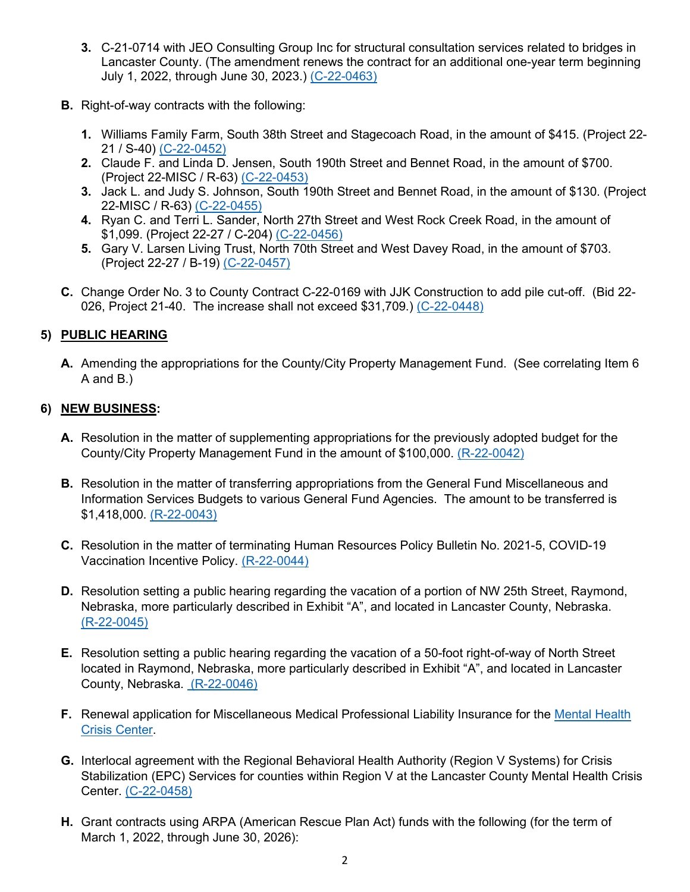3. C-21-0714 with JEO Consulting Group Inc for structural consultation services related to bridges in Lancaster County. (The amendment renews the contract for an additional one-year term beginning July 1, 2022, through June 30, 2023.) (C-22-0463)

**B.** Right-of-way contracts with the following:

1. Williams Family Farm, South 38th Street and Stagecoach Road, in the amount of $415. (Project 22-21 / S-40) (C-22-0452)
2. Claude F. and Linda D. Jensen, South 190th Street and Bennet Road, in the amount of $700. (Project 22-MISC / R-63) (C-22-0453)
3. Jack L. and Judy S. Johnson, South 190th Street and Bennet Road, in the amount of $130. (Project 22-MISC / R-63) (C-22-0455)
4. Ryan C. and Terri L. Sander, North 27th Street and West Rock Creek Road, in the amount of $1,099. (Project 22-27 / C-204) (C-22-0456)
5. Gary V. Larsen Living Trust, North 70th Street and West Davey Road, in the amount of $703. (Project 22-27 / B-19) (C-22-0457)

**C.** Change Order No. 3 to County Contract C-22-0169 with JJK Construction to add pile cut-off. (Bid 22-026, Project 21-40. The increase shall not exceed $31,709.) (C-22-0448)

## 5) PUBLIC HEARING

**A.** Amending the appropriations for the County/City Property Management Fund. (See correlating Item 6 A and B.)

## 6) NEW BUSINESS:

**A.** Resolution in the matter of supplementing appropriations for the previously adopted budget for the County/City Property Management Fund in the amount of $100,000. (R-22-0042)

**B.** Resolution in the matter of transferring appropriations from the General Fund Miscellaneous and Information Services Budgets to various General Fund Agencies. The amount to be transferred is $1,418,000. (R-22-0043)

**C.** Resolution in the matter of terminating Human Resources Policy Bulletin No. 2021-5, COVID-19 Vaccination Incentive Policy. (R-22-0044)

**D.** Resolution setting a public hearing regarding the vacation of a portion of NW 25th Street, Raymond, Nebraska, more particularly described in Exhibit "A", and located in Lancaster County, Nebraska. (R-22-0045)

**E.** Resolution setting a public hearing regarding the vacation of a 50-foot right-of-way of North Street located in Raymond, Nebraska, more particularly described in Exhibit "A", and located in Lancaster County, Nebraska. (R-22-0046)

**F.** Renewal application for Miscellaneous Medical Professional Liability Insurance for the Mental Health Crisis Center.

**G.** Interlocal agreement with the Regional Behavioral Health Authority (Region V Systems) for Crisis Stabilization (EPC) Services for counties within Region V at the Lancaster County Mental Health Crisis Center. (C-22-0458)

**H.** Grant contracts using ARPA (American Rescue Plan Act) funds with the following (for the term of March 1, 2022, through June 30, 2026):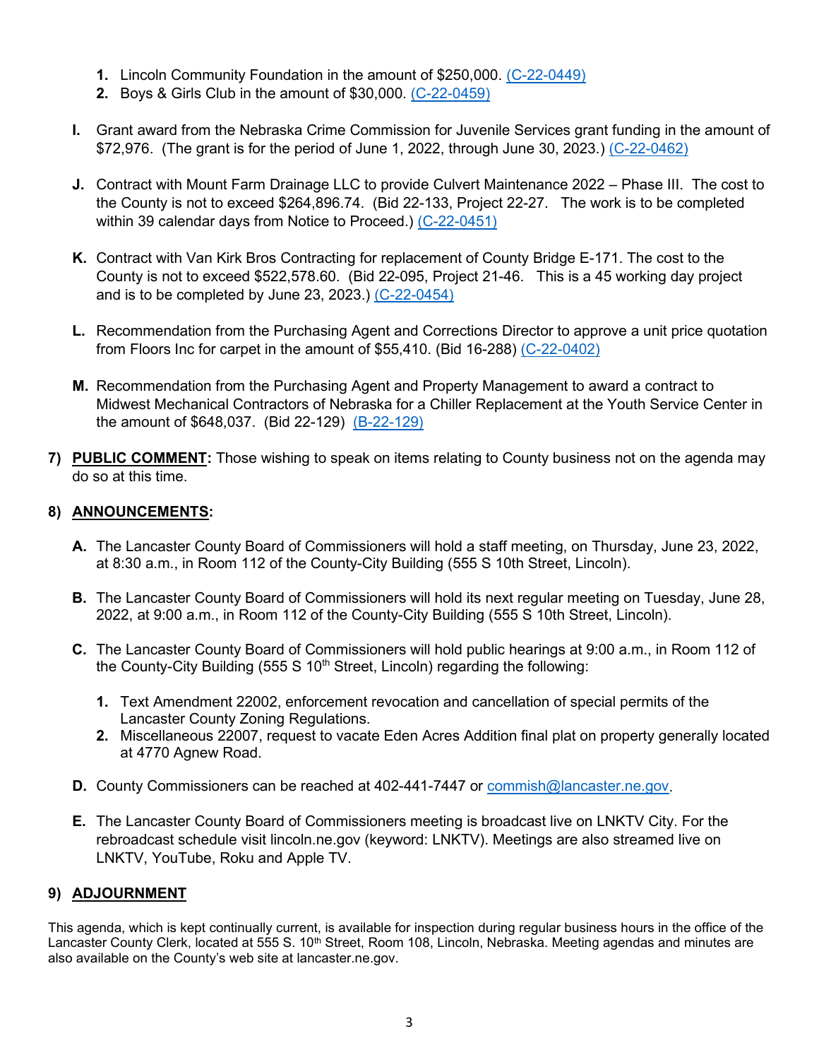1. Lincoln Community Foundation in the amount of $250,000. (C-22-0449)
2. Boys & Girls Club in the amount of $30,000. (C-22-0459)

**I.** Grant award from the Nebraska Crime Commission for Juvenile Services grant funding in the amount of $72,976. (The grant is for the period of June 1, 2022, through June 30, 2023.) (C-22-0462)

**J.** Contract with Mount Farm Drainage LLC to provide Culvert Maintenance 2022 – Phase III. The cost to the County is not to exceed $264,896.74. (Bid 22-133, Project 22-27. The work is to be completed within 39 calendar days from Notice to Proceed.) (C-22-0451)

**K.** Contract with Van Kirk Bros Contracting for replacement of County Bridge E-171. The cost to the County is not to exceed $522,578.60. (Bid 22-095, Project 21-46. This is a 45 working day project and is to be completed by June 23, 2023.) (C-22-0454)

**L.** Recommendation from the Purchasing Agent and Corrections Director to approve a unit price quotation from Floors Inc for carpet in the amount of $55,410. (Bid 16-288) (C-22-0402)

**M.** Recommendation from the Purchasing Agent and Property Management to award a contract to Midwest Mechanical Contractors of Nebraska for a Chiller Replacement at the Youth Service Center in the amount of $648,037. (Bid 22-129) (B-22-129)

**7) PUBLIC COMMENT:** Those wishing to speak on items relating to County business not on the agenda may do so at this time.

**8) ANNOUNCEMENTS:**

**A.** The Lancaster County Board of Commissioners will hold a staff meeting, on Thursday, June 23, 2022, at 8:30 a.m., in Room 112 of the County-City Building (555 S 10th Street, Lincoln).

**B.** The Lancaster County Board of Commissioners will hold its next regular meeting on Tuesday, June 28, 2022, at 9:00 a.m., in Room 112 of the County-City Building (555 S 10th Street, Lincoln).

**C.** The Lancaster County Board of Commissioners will hold public hearings at 9:00 a.m., in Room 112 of the County-City Building (555 S 10th Street, Lincoln) regarding the following:

1. Text Amendment 22002, enforcement revocation and cancellation of special permits of the Lancaster County Zoning Regulations.
2. Miscellaneous 22007, request to vacate Eden Acres Addition final plat on property generally located at 4770 Agnew Road.

**D.** County Commissioners can be reached at 402-441-7447 or commish@lancaster.ne.gov.

**E.** The Lancaster County Board of Commissioners meeting is broadcast live on LNKTV City. For the rebroadcast schedule visit lincoln.ne.gov (keyword: LNKTV). Meetings are also streamed live on LNKTV, YouTube, Roku and Apple TV.

**9) ADJOURNMENT**

This agenda, which is kept continually current, is available for inspection during regular business hours in the office of the Lancaster County Clerk, located at 555 S. 10th Street, Room 108, Lincoln, Nebraska. Meeting agendas and minutes are also available on the County's web site at lancaster.ne.gov.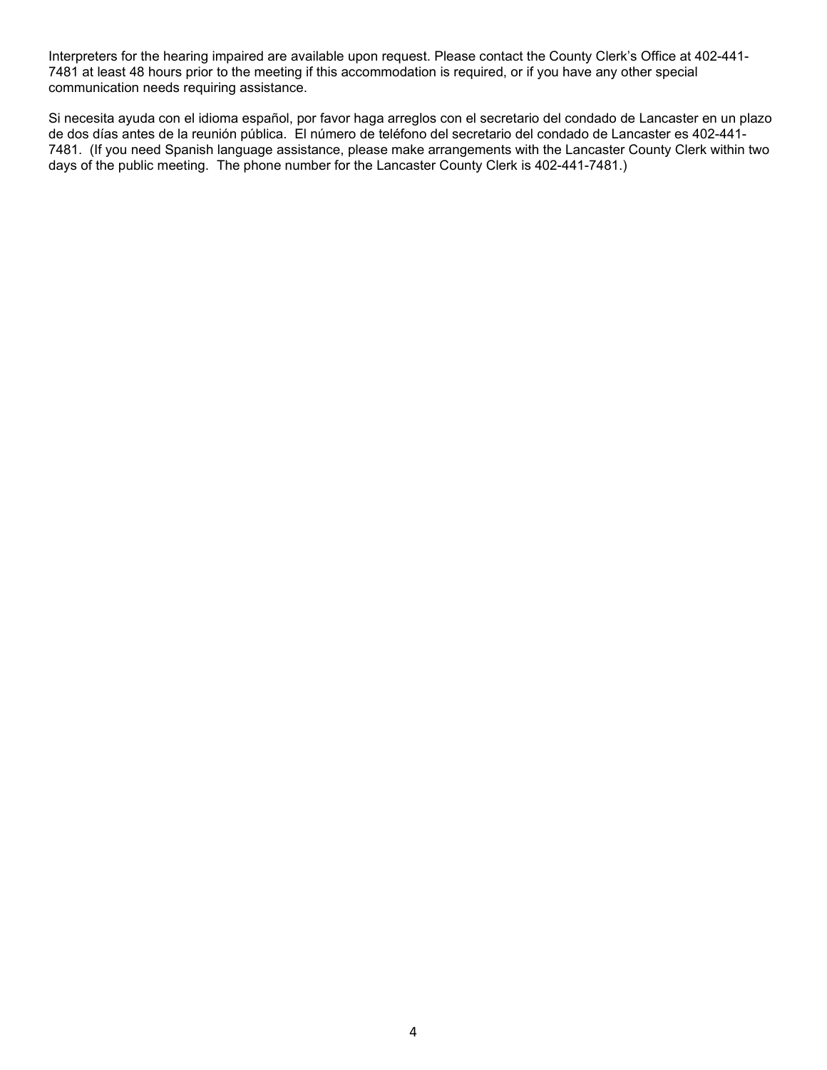Interpreters for the hearing impaired are available upon request. Please contact the County Clerk's Office at 402-441-7481 at least 48 hours prior to the meeting if this accommodation is required, or if you have any other special communication needs requiring assistance.

Si necesita ayuda con el idioma español, por favor haga arreglos con el secretario del condado de Lancaster en un plazo de dos días antes de la reunión pública. El número de teléfono del secretario del condado de Lancaster es 402-441-7481. (If you need Spanish language assistance, please make arrangements with the Lancaster County Clerk within two days of the public meeting. The phone number for the Lancaster County Clerk is 402-441-7481.)